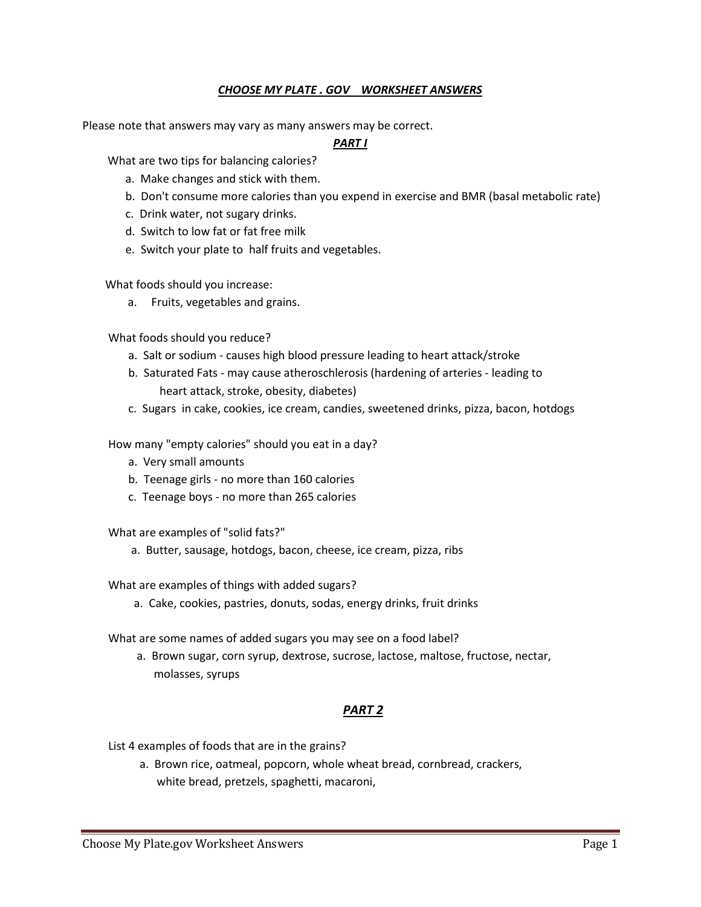# ***CHOOSE MY PLATE . GOV WORKSHEET ANSWERS***

Please note that answers may vary as many answers may be correct.

## ***PART I***

What are two tips for balancing calories?

a. Make changes and stick with them.
b. Don't consume more calories than you expend in exercise and BMR (basal metabolic rate)
c. Drink water, not sugary drinks.
d. Switch to low fat or fat free milk
e. Switch your plate to half fruits and vegetables.

What foods should you increase:

a. Fruits, vegetables and grains.

What foods should you reduce?

a. Salt or sodium - causes high blood pressure leading to heart attack/stroke
b. Saturated Fats - may cause atheroschlerosis (hardening of arteries - leading to heart attack, stroke, obesity, diabetes)
c. Sugars in cake, cookies, ice cream, candies, sweetened drinks, pizza, bacon, hotdogs

How many "empty calories" should you eat in a day?

a. Very small amounts
b. Teenage girls - no more than 160 calories
c. Teenage boys - no more than 265 calories

What are examples of "solid fats?"

a. Butter, sausage, hotdogs, bacon, cheese, ice cream, pizza, ribs

What are examples of things with added sugars?

a. Cake, cookies, pastries, donuts, sodas, energy drinks, fruit drinks

What are some names of added sugars you may see on a food label?

a. Brown sugar, corn syrup, dextrose, sucrose, lactose, maltose, fructose, nectar, molasses, syrups

## ***PART 2***

List 4 examples of foods that are in the grains?

a. Brown rice, oatmeal, popcorn, whole wheat bread, cornbread, crackers, white bread, pretzels, spaghetti, macaroni,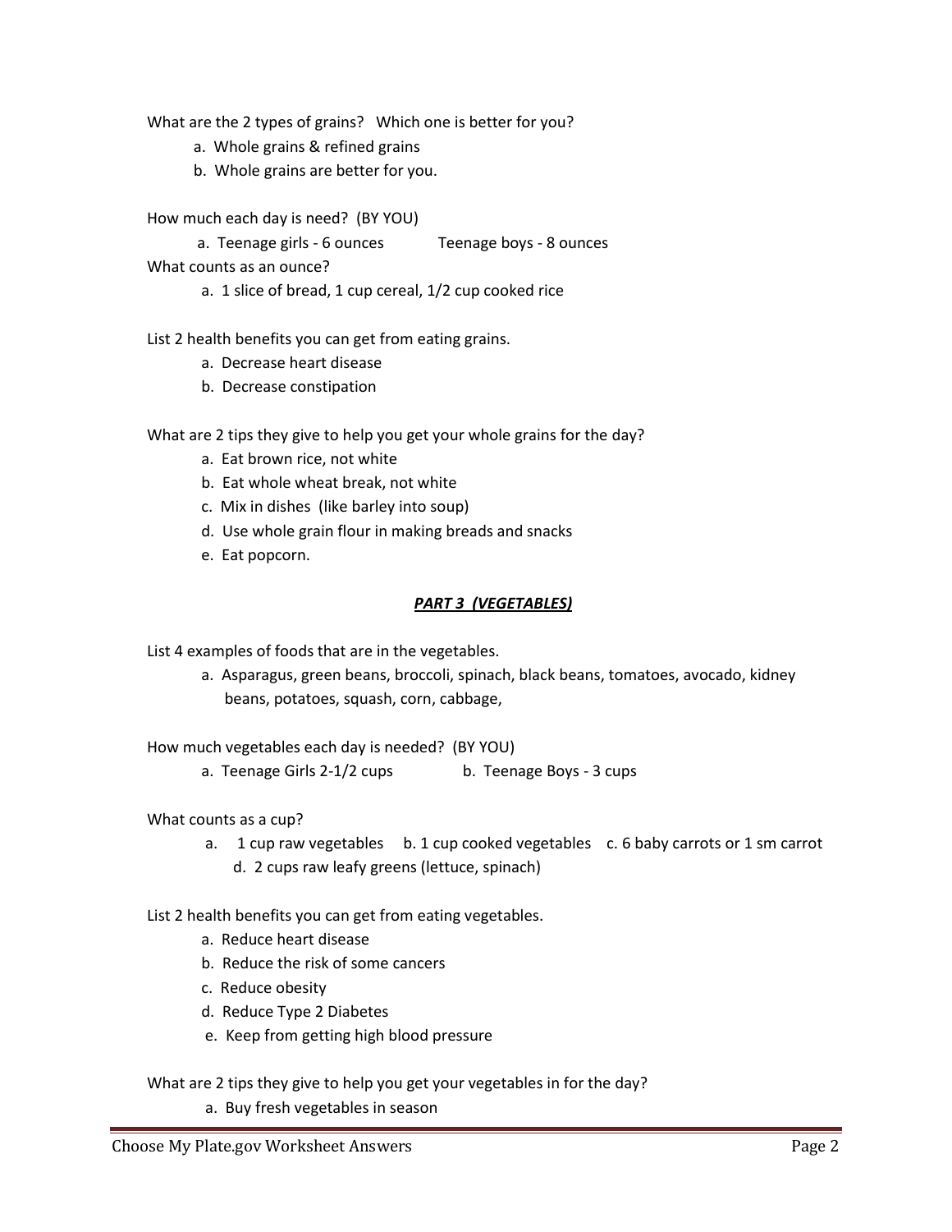What are the 2 types of grains? Which one is better for you?

a. Whole grains & refined grains
b. Whole grains are better for you.

How much each day is need? (BY YOU)

a. Teenage girls - 6 ounces     Teenage boys - 8 ounces

What counts as an ounce?

a. 1 slice of bread, 1 cup cereal, 1/2 cup cooked rice

List 2 health benefits you can get from eating grains.

a. Decrease heart disease
b. Decrease constipation

What are 2 tips they give to help you get your whole grains for the day?

a. Eat brown rice, not white
b. Eat whole wheat break, not white
c. Mix in dishes (like barley into soup)
d. Use whole grain flour in making breads and snacks
e. Eat popcorn.

***PART 3 (VEGETABLES)***

List 4 examples of foods that are in the vegetables.

a. Asparagus, green beans, broccoli, spinach, black beans, tomatoes, avocado, kidney beans, potatoes, squash, corn, cabbage,

How much vegetables each day is needed? (BY YOU)

a. Teenage Girls 2-1/2 cups     b. Teenage Boys - 3 cups

What counts as a cup?

a. 1 cup raw vegetables   b. 1 cup cooked vegetables   c. 6 baby carrots or 1 sm carrot
d. 2 cups raw leafy greens (lettuce, spinach)

List 2 health benefits you can get from eating vegetables.

a. Reduce heart disease
b. Reduce the risk of some cancers
c. Reduce obesity
d. Reduce Type 2 Diabetes
e. Keep from getting high blood pressure

What are 2 tips they give to help you get your vegetables in for the day?

a. Buy fresh vegetables in season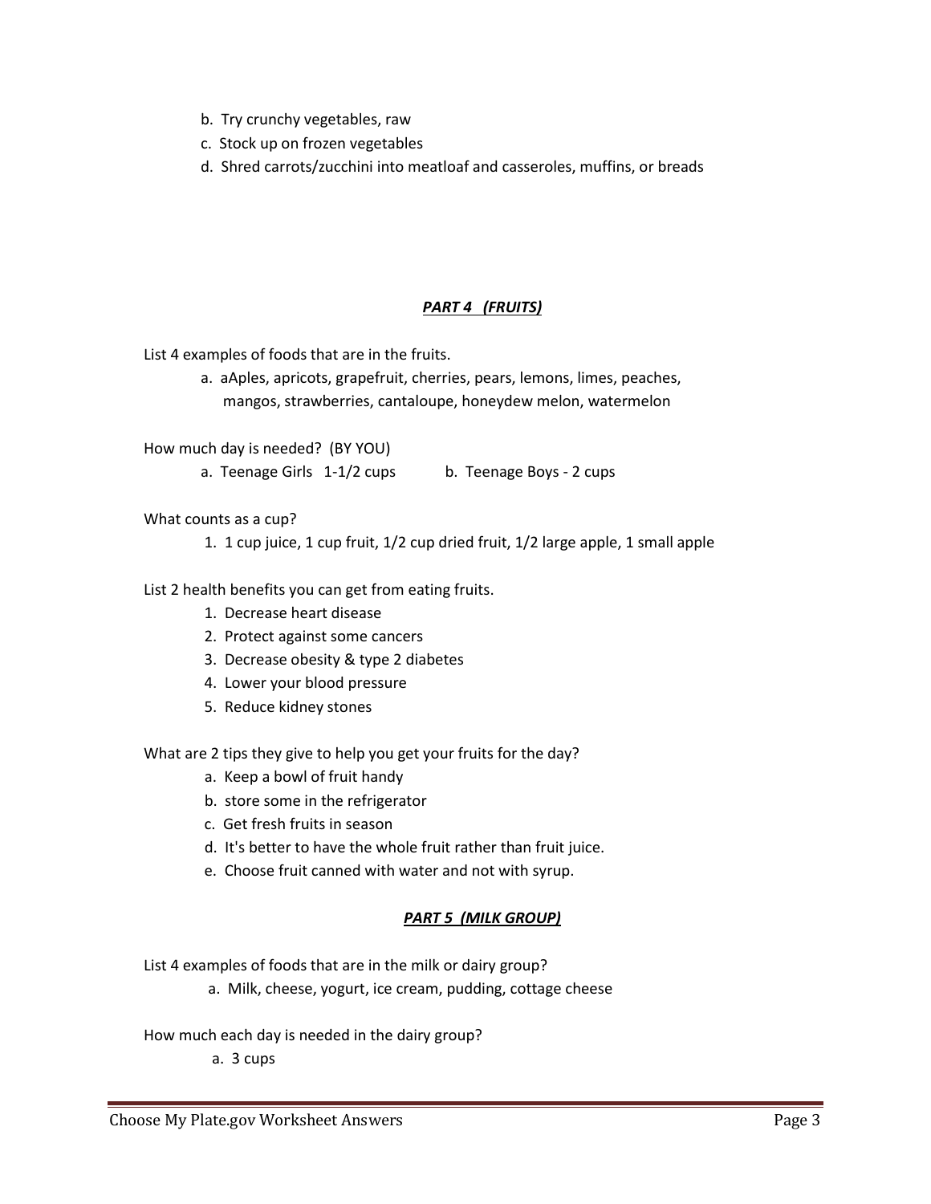b. Try crunchy vegetables, raw
c. Stock up on frozen vegetables
d. Shred carrots/zucchini into meatloaf and casseroles, muffins, or breads

## ***PART 4 (FRUITS)***

List 4 examples of foods that are in the fruits.

a. aAples, apricots, grapefruit, cherries, pears, lemons, limes, peaches, mangos, strawberries, cantaloupe, honeydew melon, watermelon

How much day is needed? (BY YOU)

a. Teenage Girls 1-1/2 cups     b. Teenage Boys - 2 cups

What counts as a cup?

1. 1 cup juice, 1 cup fruit, 1/2 cup dried fruit, 1/2 large apple, 1 small apple

List 2 health benefits you can get from eating fruits.

1. Decrease heart disease
2. Protect against some cancers
3. Decrease obesity & type 2 diabetes
4. Lower your blood pressure
5. Reduce kidney stones

What are 2 tips they give to help you get your fruits for the day?

a. Keep a bowl of fruit handy
b. store some in the refrigerator
c. Get fresh fruits in season
d. It's better to have the whole fruit rather than fruit juice.
e. Choose fruit canned with water and not with syrup.

## ***PART 5 (MILK GROUP)***

List 4 examples of foods that are in the milk or dairy group?

a. Milk, cheese, yogurt, ice cream, pudding, cottage cheese

How much each day is needed in the dairy group?

a. 3 cups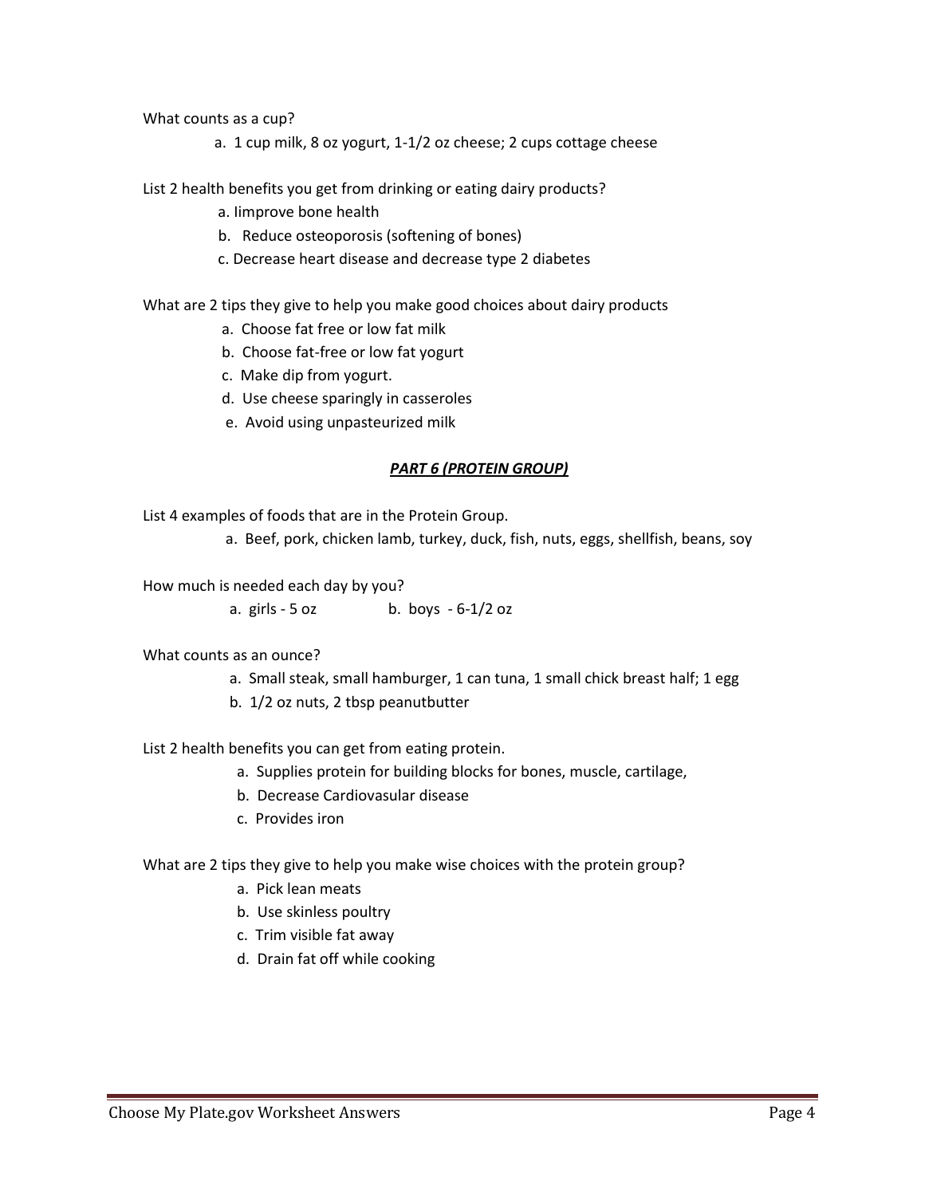What counts as a cup?

a. 1 cup milk, 8 oz yogurt, 1-1/2 oz cheese; 2 cups cottage cheese

List 2 health benefits you get from drinking or eating dairy products?

a. Iimprove bone health
b. Reduce osteoporosis (softening of bones)
c. Decrease heart disease and decrease type 2 diabetes

What are 2 tips they give to help you make good choices about dairy products

a. Choose fat free or low fat milk
b. Choose fat-free or low fat yogurt
c. Make dip from yogurt.
d. Use cheese sparingly in casseroles
e. Avoid using unpasteurized milk

## ***PART 6 (PROTEIN GROUP)***

List 4 examples of foods that are in the Protein Group.

a. Beef, pork, chicken lamb, turkey, duck, fish, nuts, eggs, shellfish, beans, soy

How much is needed each day by you?

a. girls - 5 oz b. boys - 6-1/2 oz

What counts as an ounce?

a. Small steak, small hamburger, 1 can tuna, 1 small chick breast half; 1 egg
b. 1/2 oz nuts, 2 tbsp peanutbutter

List 2 health benefits you can get from eating protein.

a. Supplies protein for building blocks for bones, muscle, cartilage,
b. Decrease Cardiovasular disease
c. Provides iron

What are 2 tips they give to help you make wise choices with the protein group?

a. Pick lean meats
b. Use skinless poultry
c. Trim visible fat away
d. Drain fat off while cooking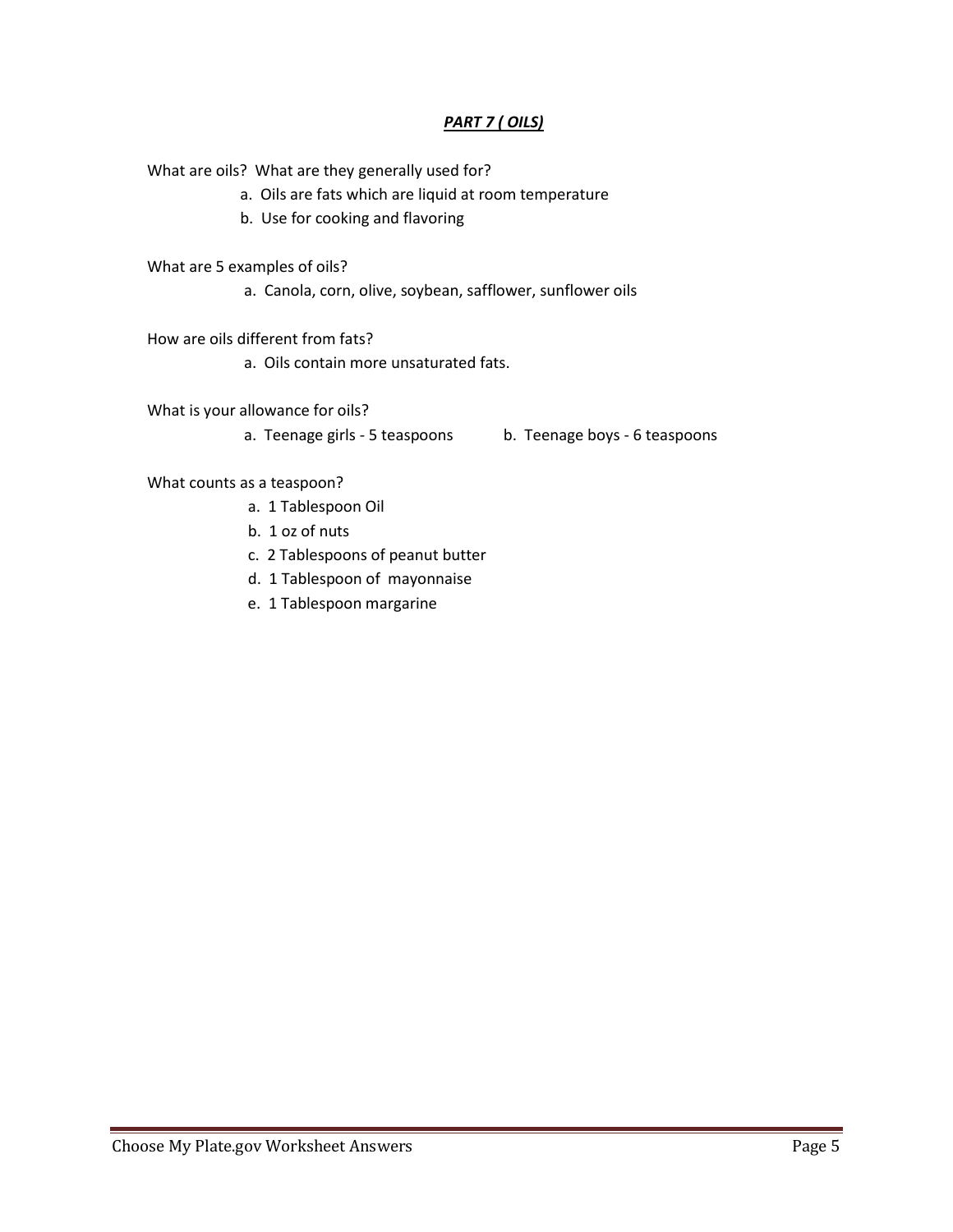## ***PART 7 ( OILS)***

What are oils? What are they generally used for?

a. Oils are fats which are liquid at room temperature
b. Use for cooking and flavoring

What are 5 examples of oils?

a. Canola, corn, olive, soybean, safflower, sunflower oils

How are oils different from fats?

a. Oils contain more unsaturated fats.

What is your allowance for oils?

a. Teenage girls - 5 teaspoons b. Teenage boys - 6 teaspoons

What counts as a teaspoon?

a. 1 Tablespoon Oil
b. 1 oz of nuts
c. 2 Tablespoons of peanut butter
d. 1 Tablespoon of mayonnaise
e. 1 Tablespoon margarine